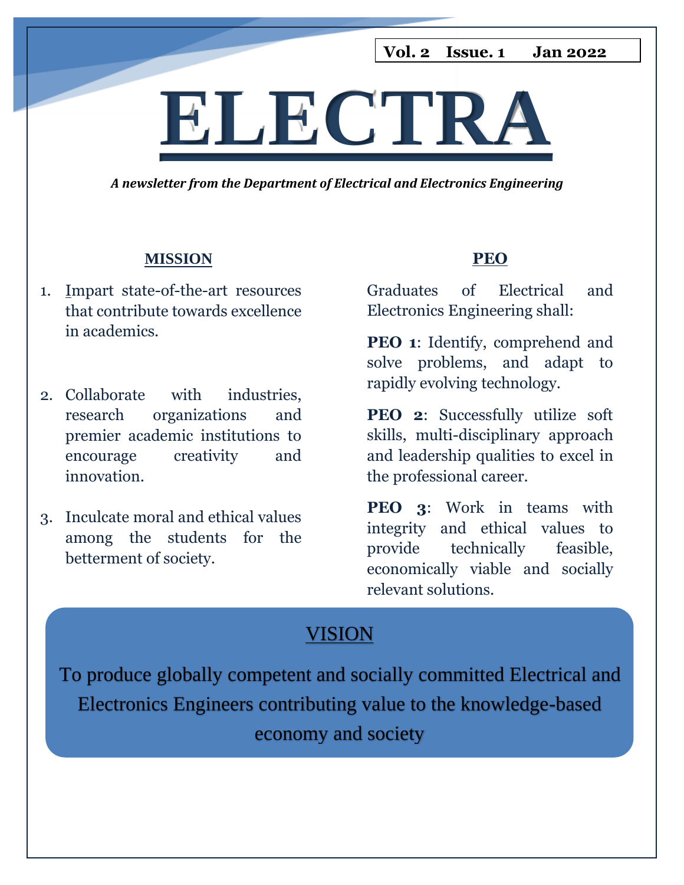Vol. 2 Issue. 1 Jan 2022

# ELECTRA

***A newsletter from the Department of Electrical and Electronics Engineering***

## MISSION

1. Impart state-of-the-art resources that contribute towards excellence in academics.

2. Collaborate with industries, research organizations and premier academic institutions to encourage creativity and innovation.

3. Inculcate moral and ethical values among the students for the betterment of society.

## PEO

Graduates of Electrical and Electronics Engineering shall:

**PEO 1**: Identify, comprehend and solve problems, and adapt to rapidly evolving technology.

**PEO 2**: Successfully utilize soft skills, multi-disciplinary approach and leadership qualities to excel in the professional career.

**PEO 3**: Work in teams with integrity and ethical values to provide technically feasible, economically viable and socially relevant solutions.

## VISION

To produce globally competent and socially committed Electrical and Electronics Engineers contributing value to the knowledge-based economy and society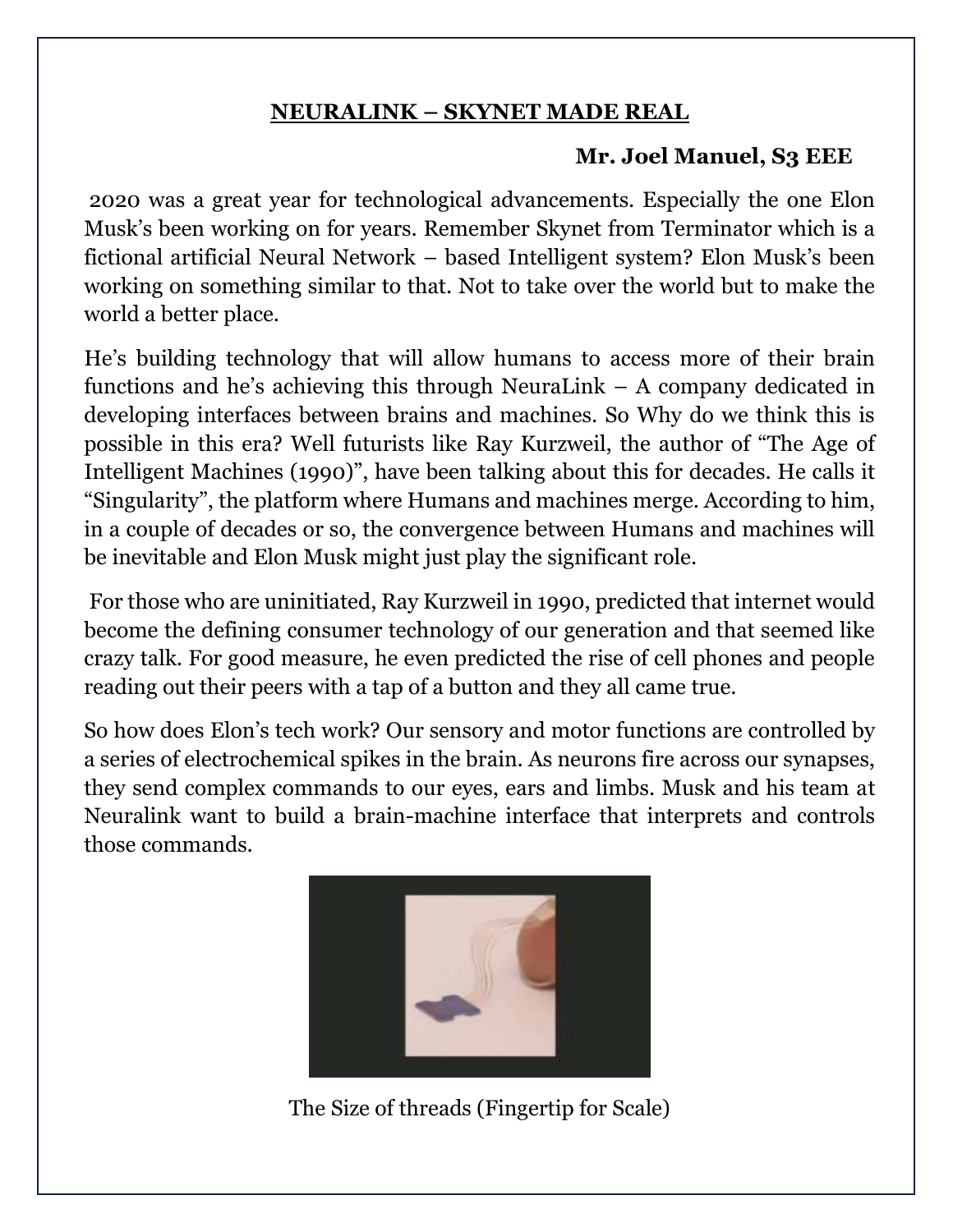## NEURALINK – SKYNET MADE REAL

**Mr. Joel Manuel, S3 EEE**

2020 was a great year for technological advancements. Especially the one Elon Musk's been working on for years. Remember Skynet from Terminator which is a fictional artificial Neural Network – based Intelligent system? Elon Musk's been working on something similar to that. Not to take over the world but to make the world a better place.

He's building technology that will allow humans to access more of their brain functions and he's achieving this through NeuraLink – A company dedicated in developing interfaces between brains and machines. So Why do we think this is possible in this era? Well futurists like Ray Kurzweil, the author of "The Age of Intelligent Machines (1990)", have been talking about this for decades. He calls it "Singularity", the platform where Humans and machines merge. According to him, in a couple of decades or so, the convergence between Humans and machines will be inevitable and Elon Musk might just play the significant role.

For those who are uninitiated, Ray Kurzweil in 1990, predicted that internet would become the defining consumer technology of our generation and that seemed like crazy talk. For good measure, he even predicted the rise of cell phones and people reading out their peers with a tap of a button and they all came true.

So how does Elon's tech work? Our sensory and motor functions are controlled by a series of electrochemical spikes in the brain. As neurons fire across our synapses, they send complex commands to our eyes, ears and limbs. Musk and his team at Neuralink want to build a brain-machine interface that interprets and controls those commands.

The Size of threads (Fingertip for Scale)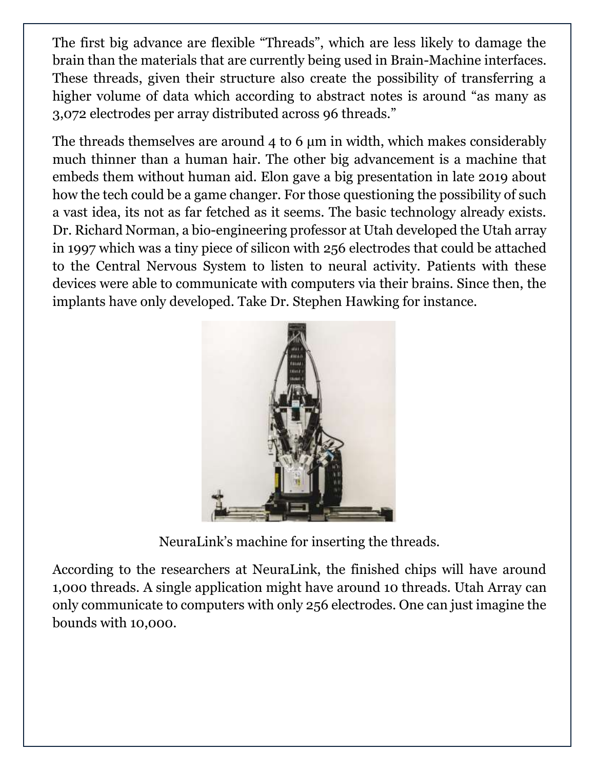The first big advance are flexible "Threads", which are less likely to damage the brain than the materials that are currently being used in Brain-Machine interfaces. These threads, given their structure also create the possibility of transferring a higher volume of data which according to abstract notes is around "as many as 3,072 electrodes per array distributed across 96 threads."

The threads themselves are around 4 to 6 μm in width, which makes considerably much thinner than a human hair. The other big advancement is a machine that embeds them without human aid. Elon gave a big presentation in late 2019 about how the tech could be a game changer. For those questioning the possibility of such a vast idea, its not as far fetched as it seems. The basic technology already exists. Dr. Richard Norman, a bio-engineering professor at Utah developed the Utah array in 1997 which was a tiny piece of silicon with 256 electrodes that could be attached to the Central Nervous System to listen to neural activity. Patients with these devices were able to communicate with computers via their brains. Since then, the implants have only developed. Take Dr. Stephen Hawking for instance.

NeuraLink's machine for inserting the threads.

According to the researchers at NeuraLink, the finished chips will have around 1,000 threads. A single application might have around 10 threads. Utah Array can only communicate to computers with only 256 electrodes. One can just imagine the bounds with 10,000.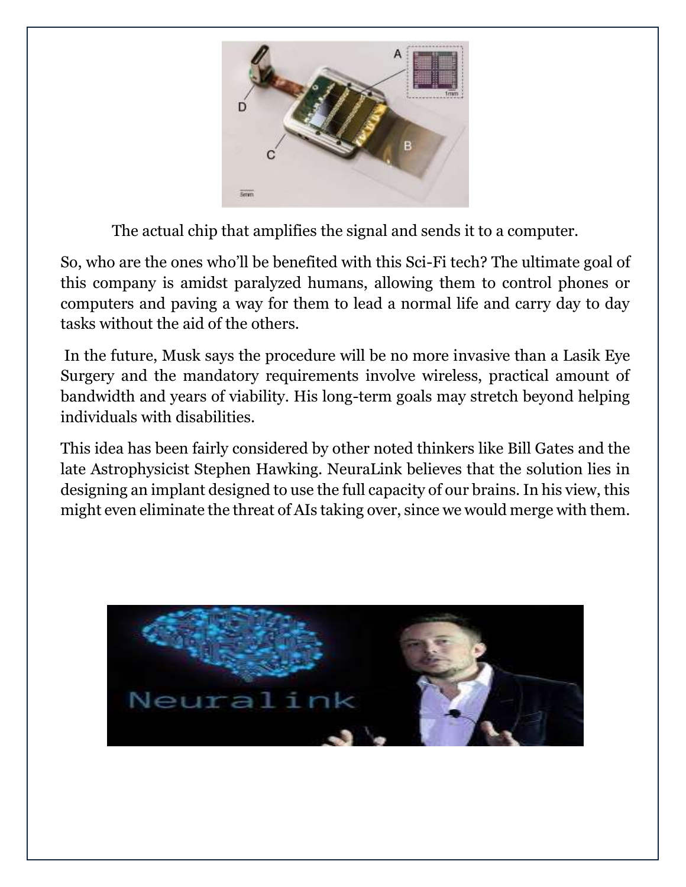The actual chip that amplifies the signal and sends it to a computer.

So, who are the ones who'll be benefited with this Sci-Fi tech? The ultimate goal of this company is amidst paralyzed humans, allowing them to control phones or computers and paving a way for them to lead a normal life and carry day to day tasks without the aid of the others.

In the future, Musk says the procedure will be no more invasive than a Lasik Eye Surgery and the mandatory requirements involve wireless, practical amount of bandwidth and years of viability. His long-term goals may stretch beyond helping individuals with disabilities.

This idea has been fairly considered by other noted thinkers like Bill Gates and the late Astrophysicist Stephen Hawking. NeuraLink believes that the solution lies in designing an implant designed to use the full capacity of our brains. In his view, this might even eliminate the threat of AIs taking over, since we would merge with them.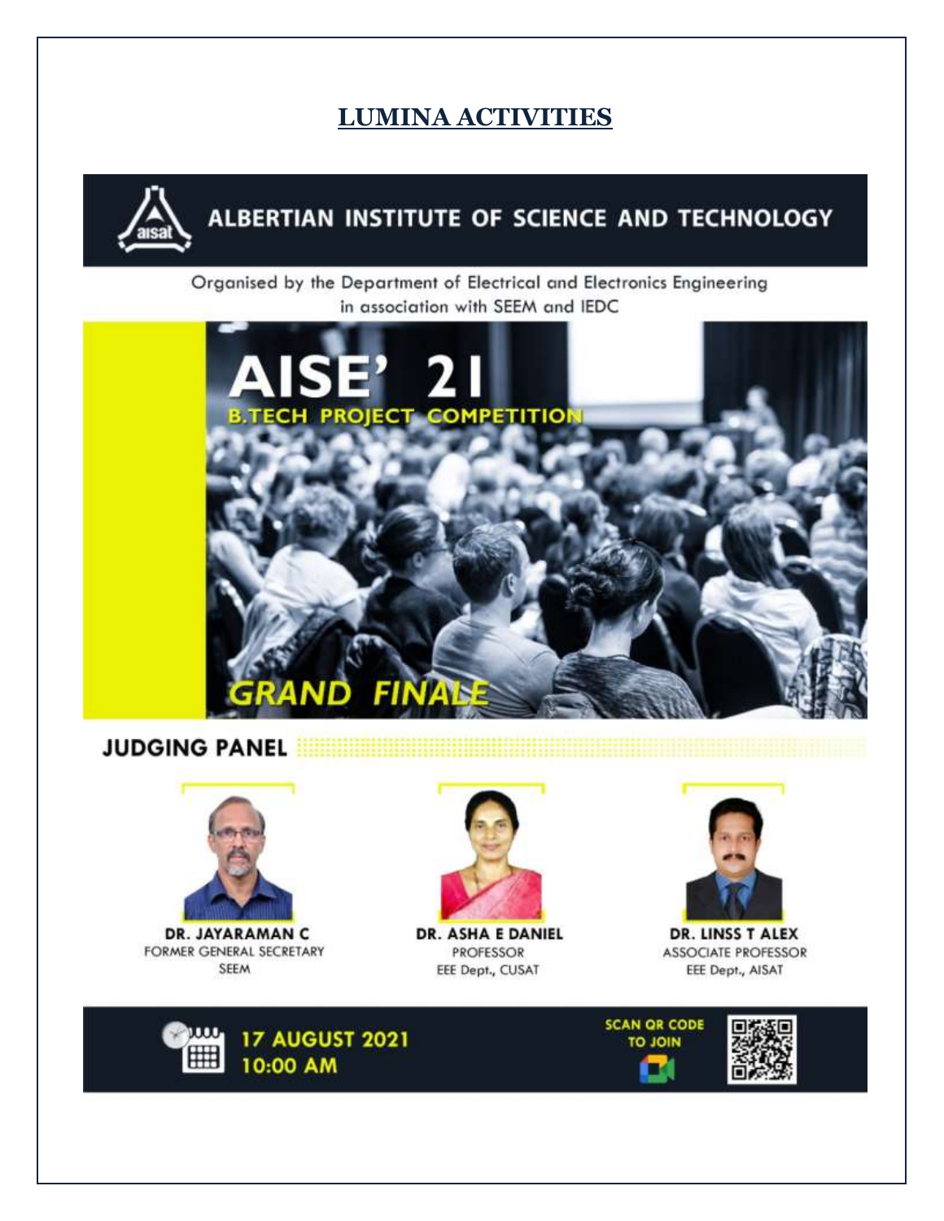# LUMINA ACTIVITIES

ALBERTIAN INSTITUTE OF SCIENCE AND TECHNOLOGY

Organised by the Department of Electrical and Electronics Engineering in association with SEEM and IEDC

## AISE' 21

B.TECH PROJECT COMPETITION

GRAND FINALE

### JUDGING PANEL

**DR. JAYARAMAN C**
FORMER GENERAL SECRETARY
SEEM

**DR. ASHA E DANIEL**
PROFESSOR
EEE Dept., CUSAT

**DR. LINSS T ALEX**
ASSOCIATE PROFESSOR
EEE Dept., AISAT

17 AUGUST 2021
10:00 AM

SCAN QR CODE TO JOIN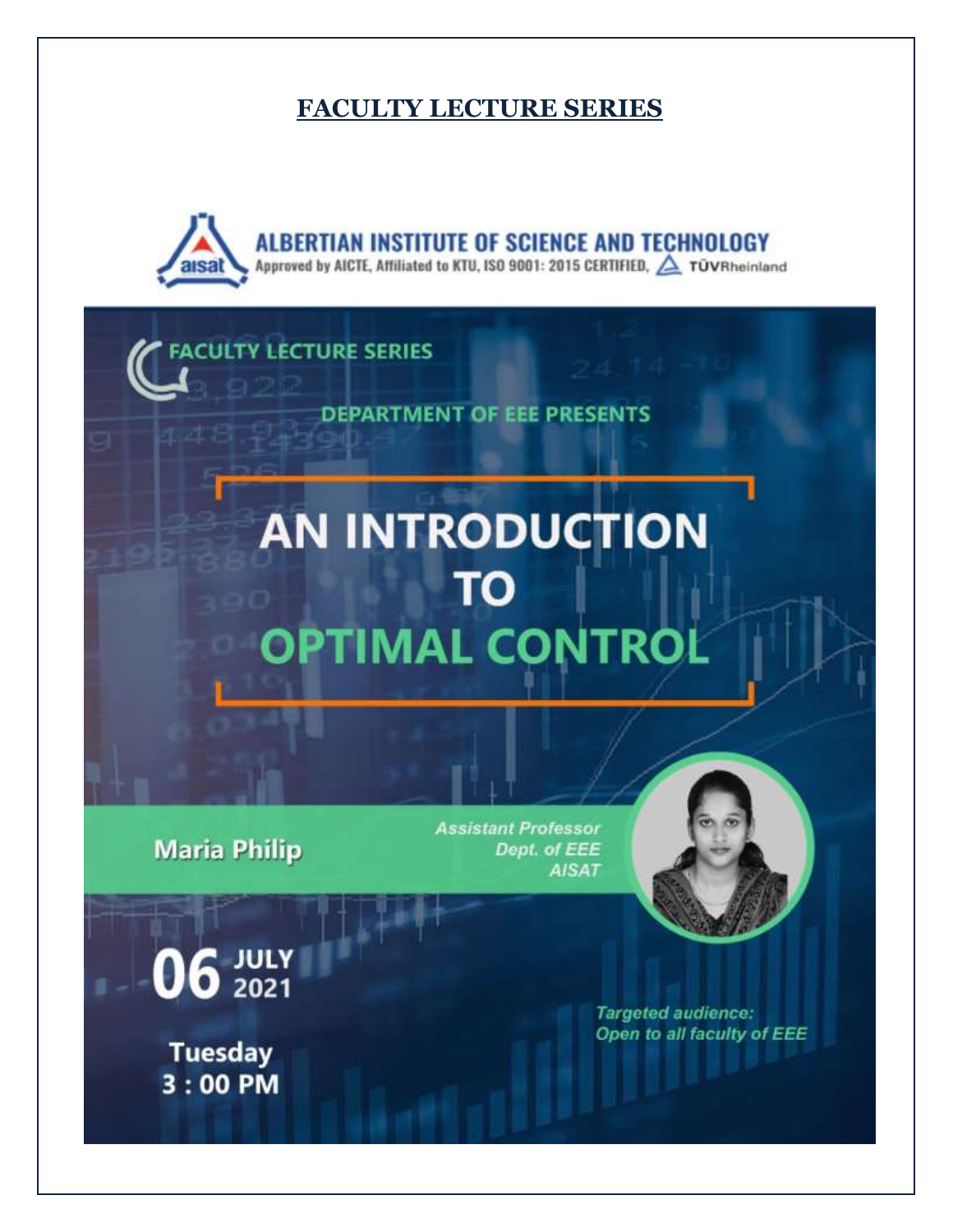## FACTULTY LECTURE SERIES

**ALBERTIAN INSTITUTE OF SCIENCE AND TECHNOLOGY**

Approved by AICTE, Affiliated to KTU, ISO 9001: 2015 CERTIFIED, TÜVRheinland

FACULTY LECTURE SERIES

DEPARTMENT OF EEE PRESENTS

# AN INTRODUCTION TO OPTIMAL CONTROL

**Maria Philip**

*Assistant Professor*
*Dept. of EEE*
*AISAT*

**06 JULY 2021**

**Tuesday**
**3 : 00 PM**

*Targeted audience:*
*Open to all faculty of EEE*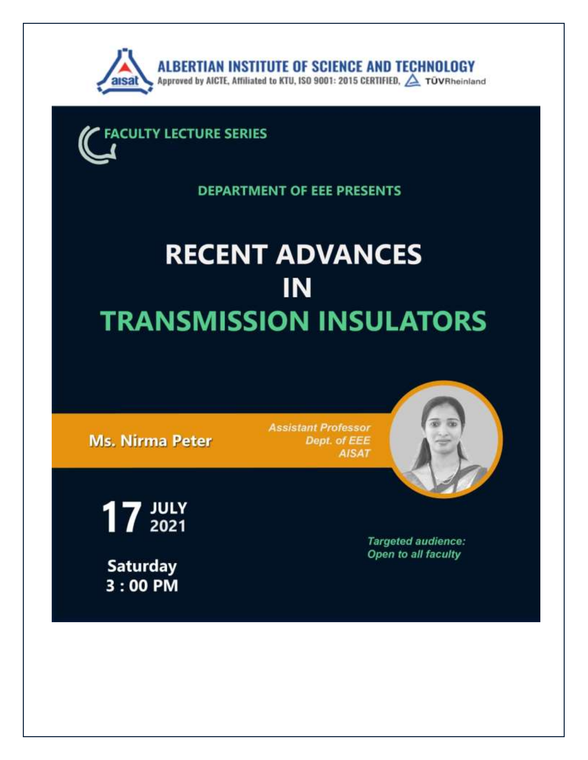**ALBERTIAN INSTITUTE OF SCIENCE AND TECHNOLOGY**
Approved by AICTE, Affiliated to KTU, ISO 9001: 2015 CERTIFIED, TÜVRheinland

FACULTY LECTURE SERIES

DEPARTMENT OF EEE PRESENTS

# RECENT ADVANCES IN TRANSMISSION INSULATORS

**Ms. Nirma Peter**

*Assistant Professor*
*Dept. of EEE*
*AISAT*

**17 JULY 2021**

**Saturday**
**3 : 00 PM**

*Targeted audience:*
*Open to all faculty*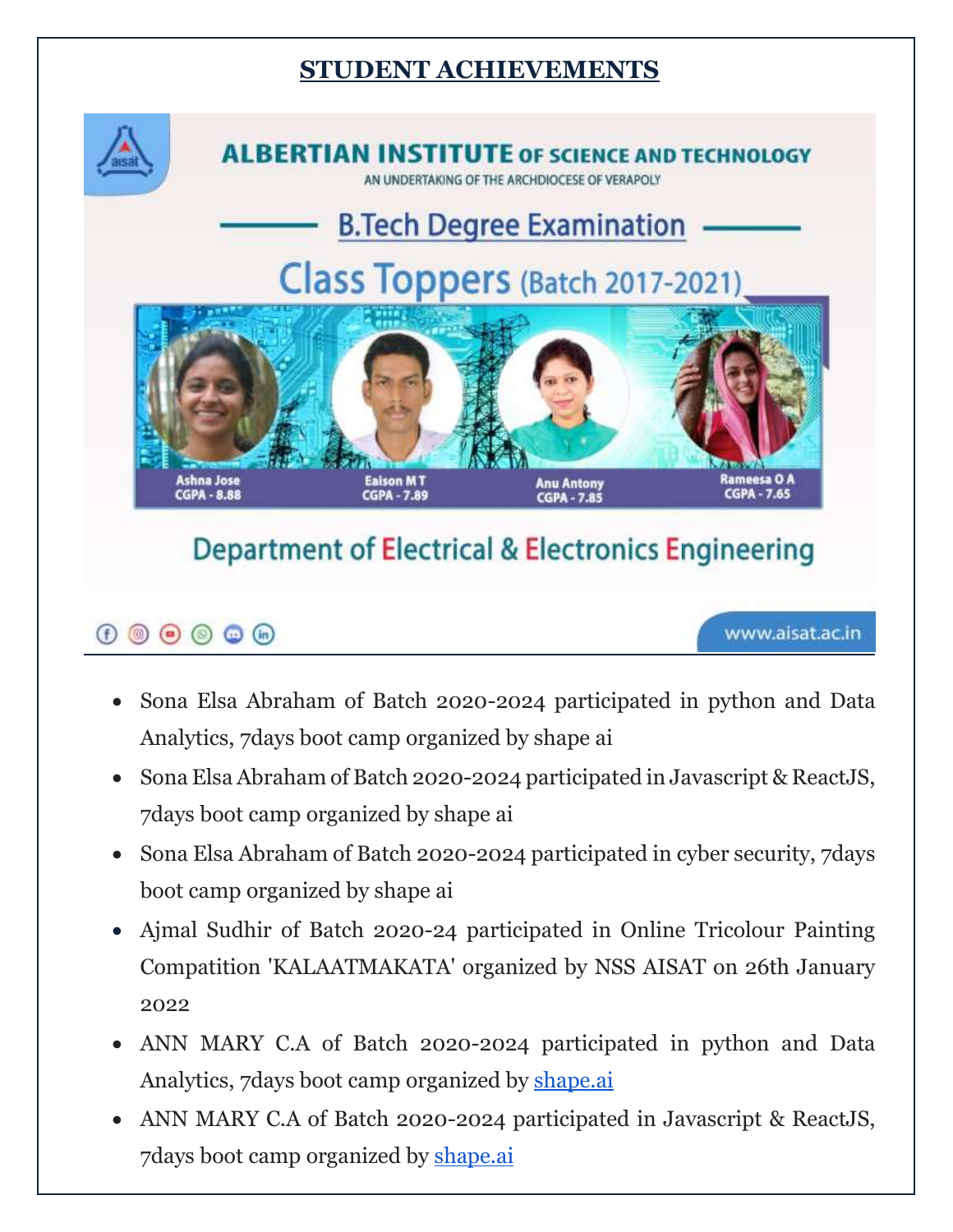## STUDENT ACHIEVEMENTS

ALBERTIAN INSTITUTE OF SCIENCE AND TECHNOLOGY

AN UNDERTAKING OF THE ARCHDIOCESE OF VERAPOLY

B.Tech Degree Examination

Class Toppers (Batch 2017-2021)

Ashna Jose CGPA - 8.88

Eaison M T CGPA - 7.89

Anu Antony CGPA - 7.85

Rameesa O A CGPA - 7.65

Department of Electrical & Electronics Engineering

www.aisat.ac.in

- Sona Elsa Abraham of Batch 2020-2024 participated in python and Data Analytics, 7days boot camp organized by shape ai
- Sona Elsa Abraham of Batch 2020-2024 participated in Javascript & ReactJS, 7days boot camp organized by shape ai
- Sona Elsa Abraham of Batch 2020-2024 participated in cyber security, 7days boot camp organized by shape ai
- Ajmal Sudhir of Batch 2020-24 participated in Online Tricolour Painting Compatition 'KALAATMAKATA' organized by NSS AISAT on 26th January 2022
- ANN MARY C.A of Batch 2020-2024 participated in python and Data Analytics, 7days boot camp organized by shape.ai
- ANN MARY C.A of Batch 2020-2024 participated in Javascript & ReactJS, 7days boot camp organized by shape.ai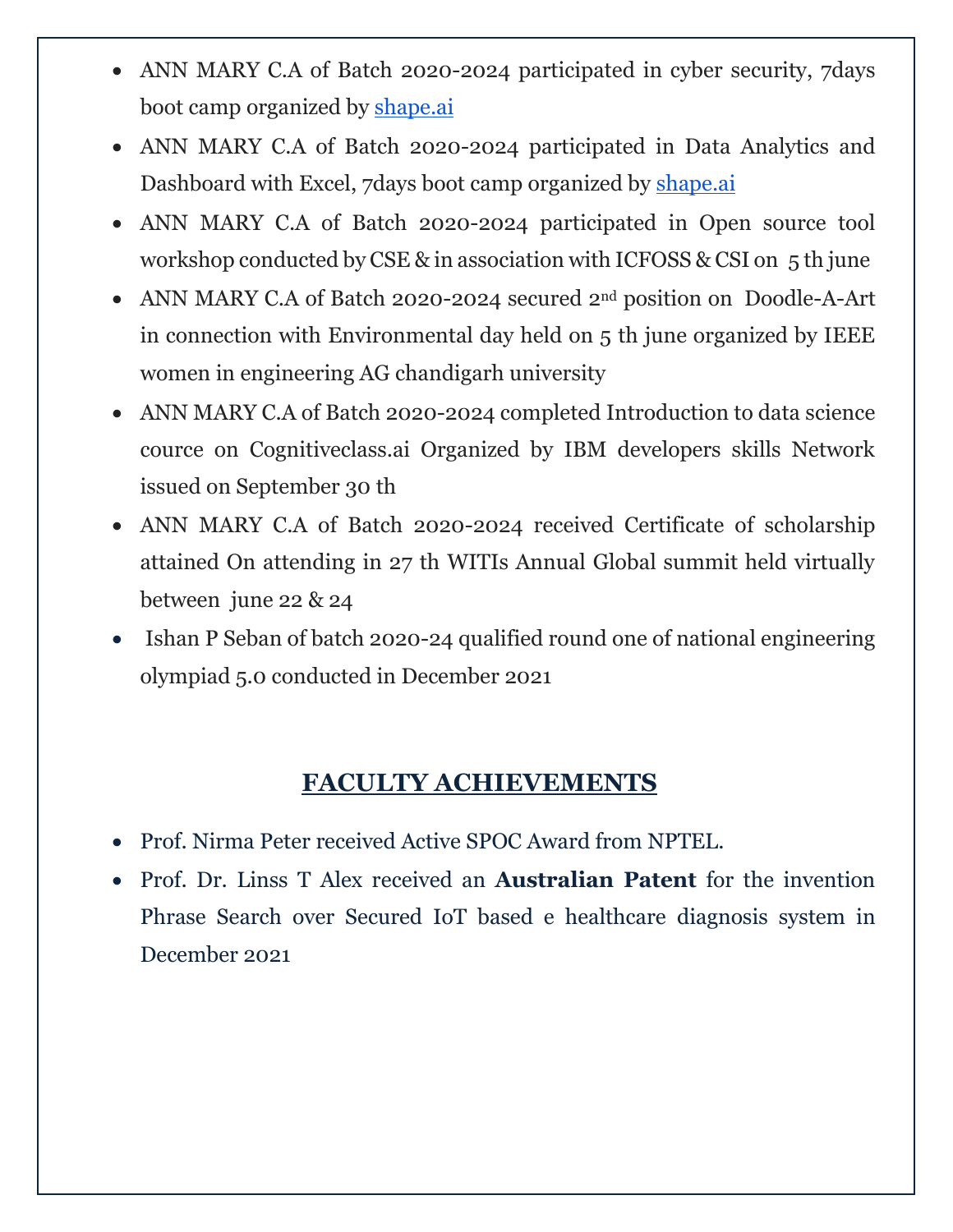- ANN MARY C.A of Batch 2020-2024 participated in cyber security, 7days boot camp organized by shape.ai
- ANN MARY C.A of Batch 2020-2024 participated in Data Analytics and Dashboard with Excel, 7days boot camp organized by shape.ai
- ANN MARY C.A of Batch 2020-2024 participated in Open source tool workshop conducted by CSE & in association with ICFOSS & CSI on 5 th june
- ANN MARY C.A of Batch 2020-2024 secured 2nd position on Doodle-A-Art in connection with Environmental day held on 5 th june organized by IEEE women in engineering AG chandigarh university
- ANN MARY C.A of Batch 2020-2024 completed Introduction to data science cource on Cognitiveclass.ai Organized by IBM developers skills Network issued on September 30 th
- ANN MARY C.A of Batch 2020-2024 received Certificate of scholarship attained On attending in 27 th WITIs Annual Global summit held virtually between june 22 & 24
- Ishan P Seban of batch 2020-24 qualified round one of national engineering olympiad 5.0 conducted in December 2021

## FACULTY ACHIEVEMENTS

- Prof. Nirma Peter received Active SPOC Award from NPTEL.
- Prof. Dr. Linss T Alex received an **Australian Patent** for the invention Phrase Search over Secured IoT based e healthcare diagnosis system in December 2021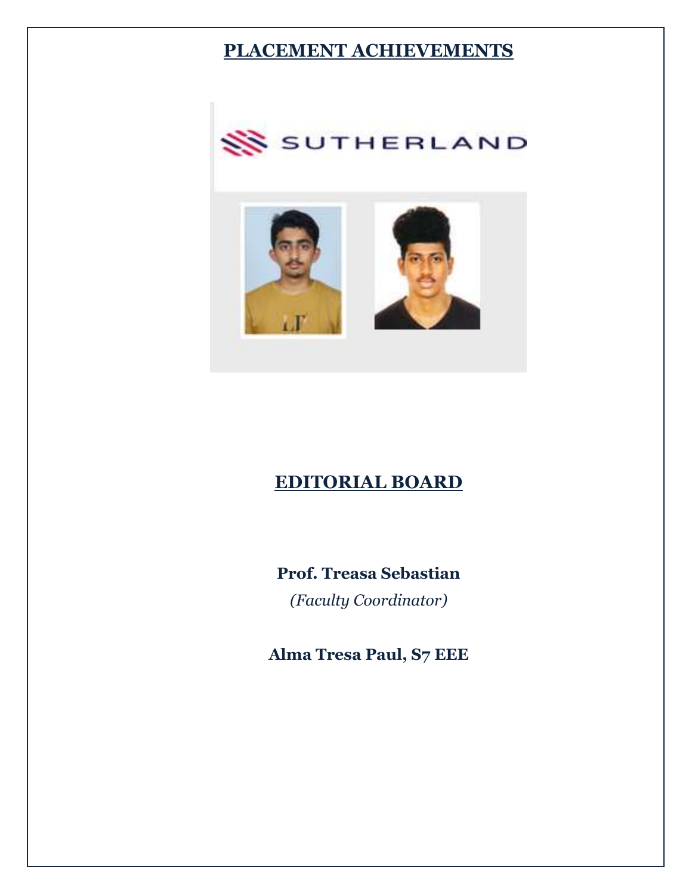## PLACEMENT ACHIEVEMENTS

## EDITORIAL BOARD

**Prof. Treasa Sebastian**

*(Faculty Coordinator)*

**Alma Tresa Paul, S7 EEE**